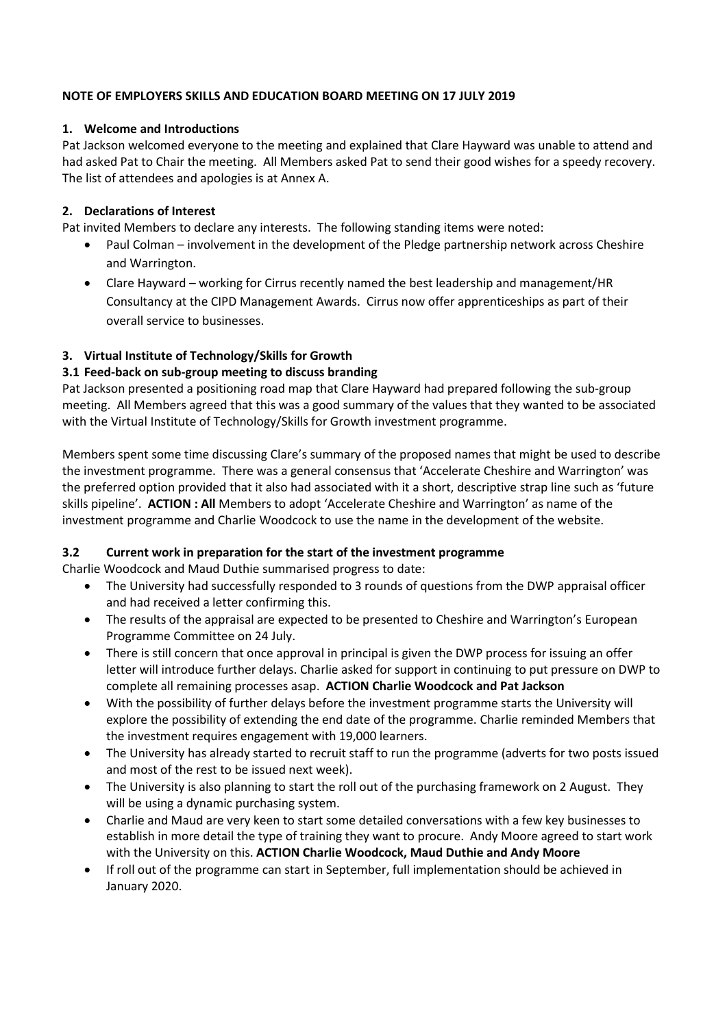**NOTE OF EMPLOYERS SKILLS AND EDUCATION BOARD MEETING ON 17 JULY 2019**

## 1. Welcome and Introductions

Pat Jackson welcomed everyone to the meeting and explained that Clare Hayward was unable to attend and had asked Pat to Chair the meeting. All Members asked Pat to send their good wishes for a speedy recovery. The list of attendees and apologies is at Annex A.

## 2. Declarations of Interest

Pat invited Members to declare any interests. The following standing items were noted:

- Paul Colman – involvement in the development of the Pledge partnership network across Cheshire and Warrington.
- Clare Hayward – working for Cirrus recently named the best leadership and management/HR Consultancy at the CIPD Management Awards. Cirrus now offer apprenticeships as part of their overall service to businesses.

## 3. Virtual Institute of Technology/Skills for Growth

### 3.1 Feed-back on sub-group meeting to discuss branding

Pat Jackson presented a positioning road map that Clare Hayward had prepared following the sub-group meeting. All Members agreed that this was a good summary of the values that they wanted to be associated with the Virtual Institute of Technology/Skills for Growth investment programme.

Members spent some time discussing Clare's summary of the proposed names that might be used to describe the investment programme. There was a general consensus that 'Accelerate Cheshire and Warrington' was the preferred option provided that it also had associated with it a short, descriptive strap line such as 'future skills pipeline'. **ACTION : All** Members to adopt 'Accelerate Cheshire and Warrington' as name of the investment programme and Charlie Woodcock to use the name in the development of the website.

### 3.2 Current work in preparation for the start of the investment programme

Charlie Woodcock and Maud Duthie summarised progress to date:

- The University had successfully responded to 3 rounds of questions from the DWP appraisal officer and had received a letter confirming this.
- The results of the appraisal are expected to be presented to Cheshire and Warrington's European Programme Committee on 24 July.
- There is still concern that once approval in principal is given the DWP process for issuing an offer letter will introduce further delays. Charlie asked for support in continuing to put pressure on DWP to complete all remaining processes asap. **ACTION Charlie Woodcock and Pat Jackson**
- With the possibility of further delays before the investment programme starts the University will explore the possibility of extending the end date of the programme. Charlie reminded Members that the investment requires engagement with 19,000 learners.
- The University has already started to recruit staff to run the programme (adverts for two posts issued and most of the rest to be issued next week).
- The University is also planning to start the roll out of the purchasing framework on 2 August. They will be using a dynamic purchasing system.
- Charlie and Maud are very keen to start some detailed conversations with a few key businesses to establish in more detail the type of training they want to procure. Andy Moore agreed to start work with the University on this. **ACTION Charlie Woodcock, Maud Duthie and Andy Moore**
- If roll out of the programme can start in September, full implementation should be achieved in January 2020.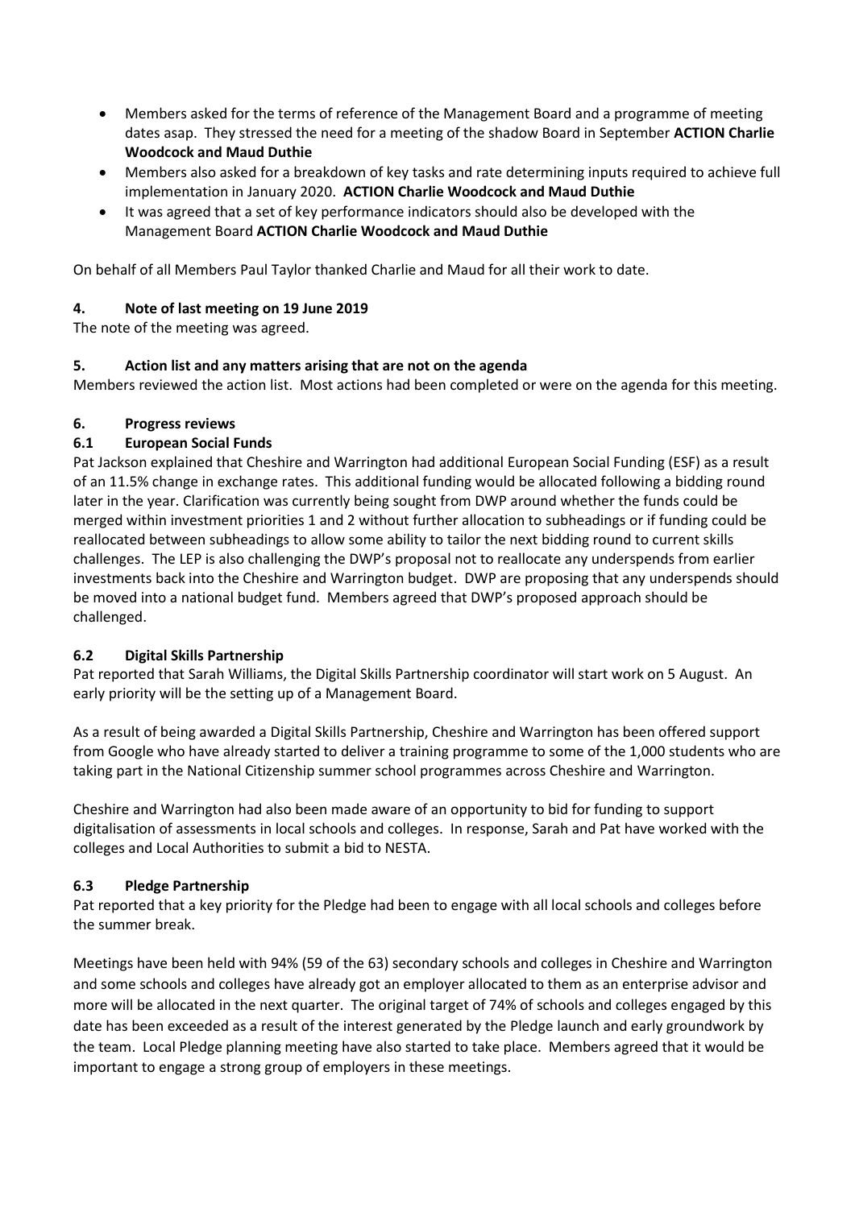- Members asked for the terms of reference of the Management Board and a programme of meeting dates asap. They stressed the need for a meeting of the shadow Board in September **ACTION Charlie Woodcock and Maud Duthie**
- Members also asked for a breakdown of key tasks and rate determining inputs required to achieve full implementation in January 2020. **ACTION Charlie Woodcock and Maud Duthie**
- It was agreed that a set of key performance indicators should also be developed with the Management Board **ACTION Charlie Woodcock and Maud Duthie**

On behalf of all Members Paul Taylor thanked Charlie and Maud for all their work to date.

### 4. Note of last meeting on 19 June 2019

The note of the meeting was agreed.

### 5. Action list and any matters arising that are not on the agenda

Members reviewed the action list. Most actions had been completed or were on the agenda for this meeting.

### 6. Progress reviews

#### 6.1 European Social Funds

Pat Jackson explained that Cheshire and Warrington had additional European Social Funding (ESF) as a result of an 11.5% change in exchange rates. This additional funding would be allocated following a bidding round later in the year. Clarification was currently being sought from DWP around whether the funds could be merged within investment priorities 1 and 2 without further allocation to subheadings or if funding could be reallocated between subheadings to allow some ability to tailor the next bidding round to current skills challenges. The LEP is also challenging the DWP's proposal not to reallocate any underspends from earlier investments back into the Cheshire and Warrington budget. DWP are proposing that any underspends should be moved into a national budget fund. Members agreed that DWP's proposed approach should be challenged.

#### 6.2 Digital Skills Partnership

Pat reported that Sarah Williams, the Digital Skills Partnership coordinator will start work on 5 August. An early priority will be the setting up of a Management Board.

As a result of being awarded a Digital Skills Partnership, Cheshire and Warrington has been offered support from Google who have already started to deliver a training programme to some of the 1,000 students who are taking part in the National Citizenship summer school programmes across Cheshire and Warrington.

Cheshire and Warrington had also been made aware of an opportunity to bid for funding to support digitalisation of assessments in local schools and colleges. In response, Sarah and Pat have worked with the colleges and Local Authorities to submit a bid to NESTA.

#### 6.3 Pledge Partnership

Pat reported that a key priority for the Pledge had been to engage with all local schools and colleges before the summer break.

Meetings have been held with 94% (59 of the 63) secondary schools and colleges in Cheshire and Warrington and some schools and colleges have already got an employer allocated to them as an enterprise advisor and more will be allocated in the next quarter. The original target of 74% of schools and colleges engaged by this date has been exceeded as a result of the interest generated by the Pledge launch and early groundwork by the team. Local Pledge planning meeting have also started to take place. Members agreed that it would be important to engage a strong group of employers in these meetings.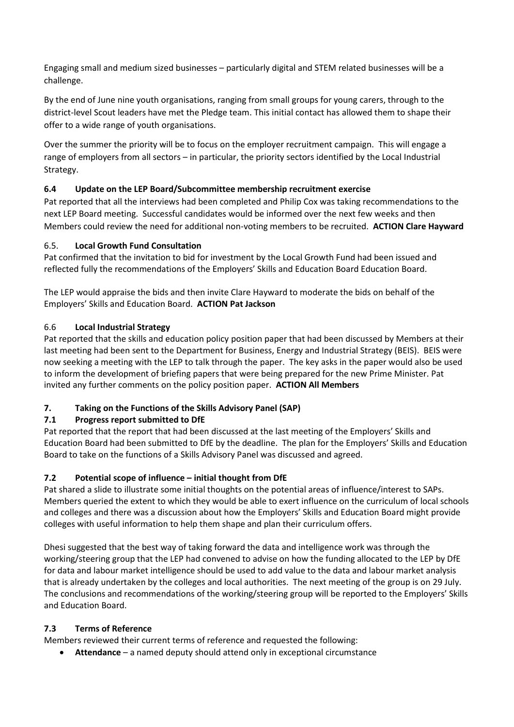Engaging small and medium sized businesses – particularly digital and STEM related businesses will be a challenge.

By the end of June nine youth organisations, ranging from small groups for young carers, through to the district-level Scout leaders have met the Pledge team. This initial contact has allowed them to shape their offer to a wide range of youth organisations.

Over the summer the priority will be to focus on the employer recruitment campaign. This will engage a range of employers from all sectors – in particular, the priority sectors identified by the Local Industrial Strategy.

### 6.4 Update on the LEP Board/Subcommittee membership recruitment exercise

Pat reported that all the interviews had been completed and Philip Cox was taking recommendations to the next LEP Board meeting. Successful candidates would be informed over the next few weeks and then Members could review the need for additional non-voting members to be recruited. **ACTION Clare Hayward**

### 6.5. Local Growth Fund Consultation

Pat confirmed that the invitation to bid for investment by the Local Growth Fund had been issued and reflected fully the recommendations of the Employers' Skills and Education Board Education Board.

The LEP would appraise the bids and then invite Clare Hayward to moderate the bids on behalf of the Employers' Skills and Education Board. **ACTION Pat Jackson**

### 6.6 Local Industrial Strategy

Pat reported that the skills and education policy position paper that had been discussed by Members at their last meeting had been sent to the Department for Business, Energy and Industrial Strategy (BEIS). BEIS were now seeking a meeting with the LEP to talk through the paper. The key asks in the paper would also be used to inform the development of briefing papers that were being prepared for the new Prime Minister. Pat invited any further comments on the policy position paper. **ACTION All Members**

## 7. Taking on the Functions of the Skills Advisory Panel (SAP)

### 7.1 Progress report submitted to DfE

Pat reported that the report that had been discussed at the last meeting of the Employers' Skills and Education Board had been submitted to DfE by the deadline. The plan for the Employers' Skills and Education Board to take on the functions of a Skills Advisory Panel was discussed and agreed.

### 7.2 Potential scope of influence – initial thought from DfE

Pat shared a slide to illustrate some initial thoughts on the potential areas of influence/interest to SAPs. Members queried the extent to which they would be able to exert influence on the curriculum of local schools and colleges and there was a discussion about how the Employers' Skills and Education Board might provide colleges with useful information to help them shape and plan their curriculum offers.

Dhesi suggested that the best way of taking forward the data and intelligence work was through the working/steering group that the LEP had convened to advise on how the funding allocated to the LEP by DfE for data and labour market intelligence should be used to add value to the data and labour market analysis that is already undertaken by the colleges and local authorities. The next meeting of the group is on 29 July. The conclusions and recommendations of the working/steering group will be reported to the Employers' Skills and Education Board.

### 7.3 Terms of Reference

Members reviewed their current terms of reference and requested the following:

- **Attendance** – a named deputy should attend only in exceptional circumstance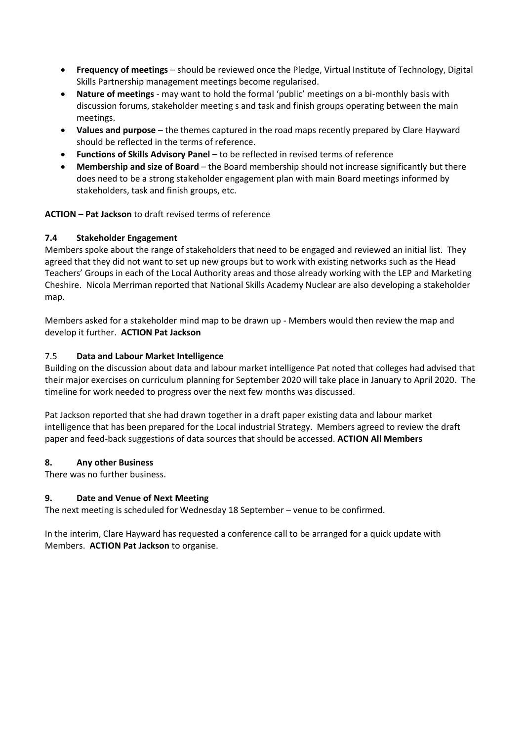- **Frequency of meetings** – should be reviewed once the Pledge, Virtual Institute of Technology, Digital Skills Partnership management meetings become regularised.
- **Nature of meetings** - may want to hold the formal 'public' meetings on a bi-monthly basis with discussion forums, stakeholder meeting s and task and finish groups operating between the main meetings.
- **Values and purpose** – the themes captured in the road maps recently prepared by Clare Hayward should be reflected in the terms of reference.
- **Functions of Skills Advisory Panel** – to be reflected in revised terms of reference
- **Membership and size of Board** – the Board membership should not increase significantly but there does need to be a strong stakeholder engagement plan with main Board meetings informed by stakeholders, task and finish groups, etc.

**ACTION – Pat Jackson** to draft revised terms of reference

### 7.4 Stakeholder Engagement

Members spoke about the range of stakeholders that need to be engaged and reviewed an initial list. They agreed that they did not want to set up new groups but to work with existing networks such as the Head Teachers' Groups in each of the Local Authority areas and those already working with the LEP and Marketing Cheshire. Nicola Merriman reported that National Skills Academy Nuclear are also developing a stakeholder map.

Members asked for a stakeholder mind map to be drawn up - Members would then review the map and develop it further. **ACTION Pat Jackson**

### 7.5 Data and Labour Market Intelligence

Building on the discussion about data and labour market intelligence Pat noted that colleges had advised that their major exercises on curriculum planning for September 2020 will take place in January to April 2020. The timeline for work needed to progress over the next few months was discussed.

Pat Jackson reported that she had drawn together in a draft paper existing data and labour market intelligence that has been prepared for the Local industrial Strategy. Members agreed to review the draft paper and feed-back suggestions of data sources that should be accessed. **ACTION All Members**

### 8. Any other Business

There was no further business.

### 9. Date and Venue of Next Meeting

The next meeting is scheduled for Wednesday 18 September – venue to be confirmed.

In the interim, Clare Hayward has requested a conference call to be arranged for a quick update with Members. **ACTION Pat Jackson** to organise.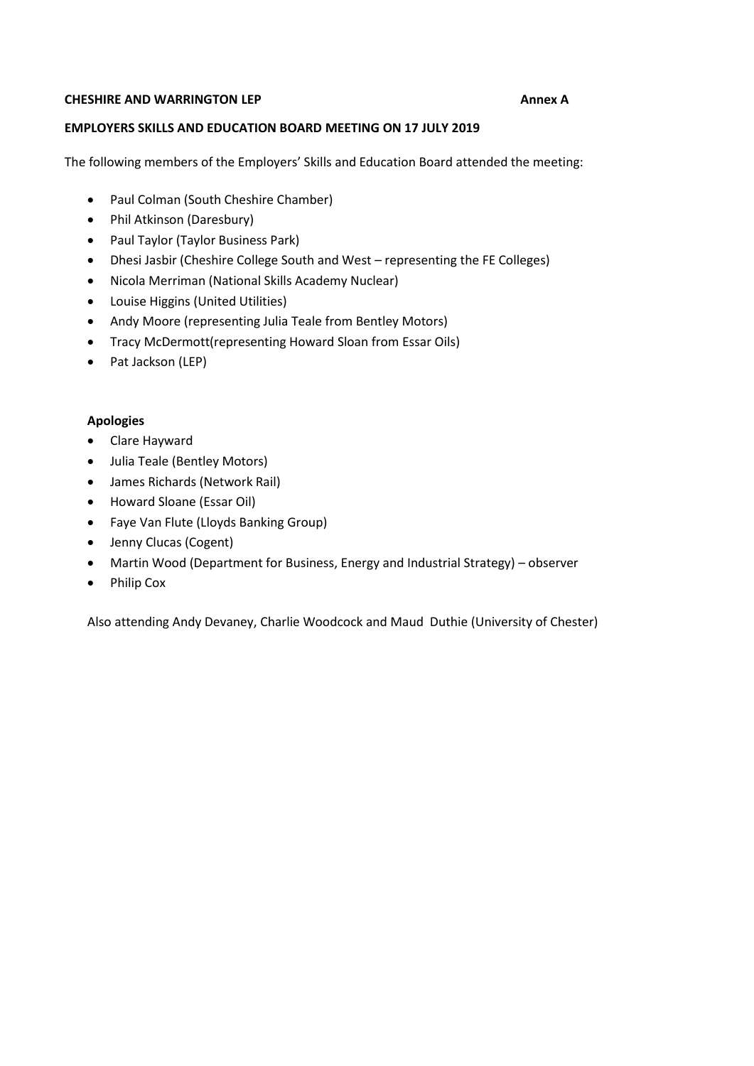**CHESHIRE AND WARRINGTON LEP** **Annex A**

**EMPLOYERS SKILLS AND EDUCATION BOARD MEETING ON 17 JULY 2019**

The following members of the Employers' Skills and Education Board attended the meeting:

- Paul Colman (South Cheshire Chamber)
- Phil Atkinson (Daresbury)
- Paul Taylor (Taylor Business Park)
- Dhesi Jasbir (Cheshire College South and West – representing the FE Colleges)
- Nicola Merriman (National Skills Academy Nuclear)
- Louise Higgins (United Utilities)
- Andy Moore (representing Julia Teale from Bentley Motors)
- Tracy McDermott(representing Howard Sloan from Essar Oils)
- Pat Jackson (LEP)

**Apologies**

- Clare Hayward
- Julia Teale (Bentley Motors)
- James Richards (Network Rail)
- Howard Sloane (Essar Oil)
- Faye Van Flute (Lloyds Banking Group)
- Jenny Clucas (Cogent)
- Martin Wood (Department for Business, Energy and Industrial Strategy) – observer
- Philip Cox

Also attending Andy Devaney, Charlie Woodcock and Maud Duthie (University of Chester)